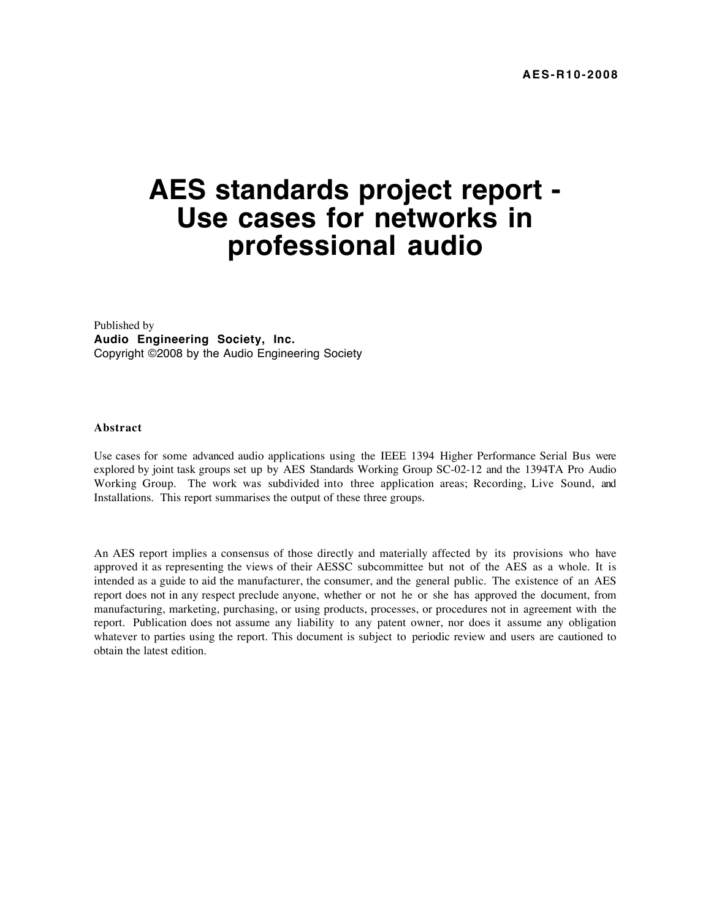AES-R10-2008

# AES standards project report - Use cases for networks in professional audio

Published by
**Audio Engineering Society, Inc.**
Copyright ©2008 by the Audio Engineering Society

**Abstract**

Use cases for some advanced audio applications using the IEEE 1394 Higher Performance Serial Bus were explored by joint task groups set up by AES Standards Working Group SC-02-12 and the 1394TA Pro Audio Working Group. The work was subdivided into three application areas; Recording, Live Sound, and Installations. This report summarises the output of these three groups.

An AES report implies a consensus of those directly and materially affected by its provisions who have approved it as representing the views of their AESSC subcommittee but not of the AES as a whole. It is intended as a guide to aid the manufacturer, the consumer, and the general public. The existence of an AES report does not in any respect preclude anyone, whether or not he or she has approved the document, from manufacturing, marketing, purchasing, or using products, processes, or procedures not in agreement with the report. Publication does not assume any liability to any patent owner, nor does it assume any obligation whatever to parties using the report. This document is subject to periodic review and users are cautioned to obtain the latest edition.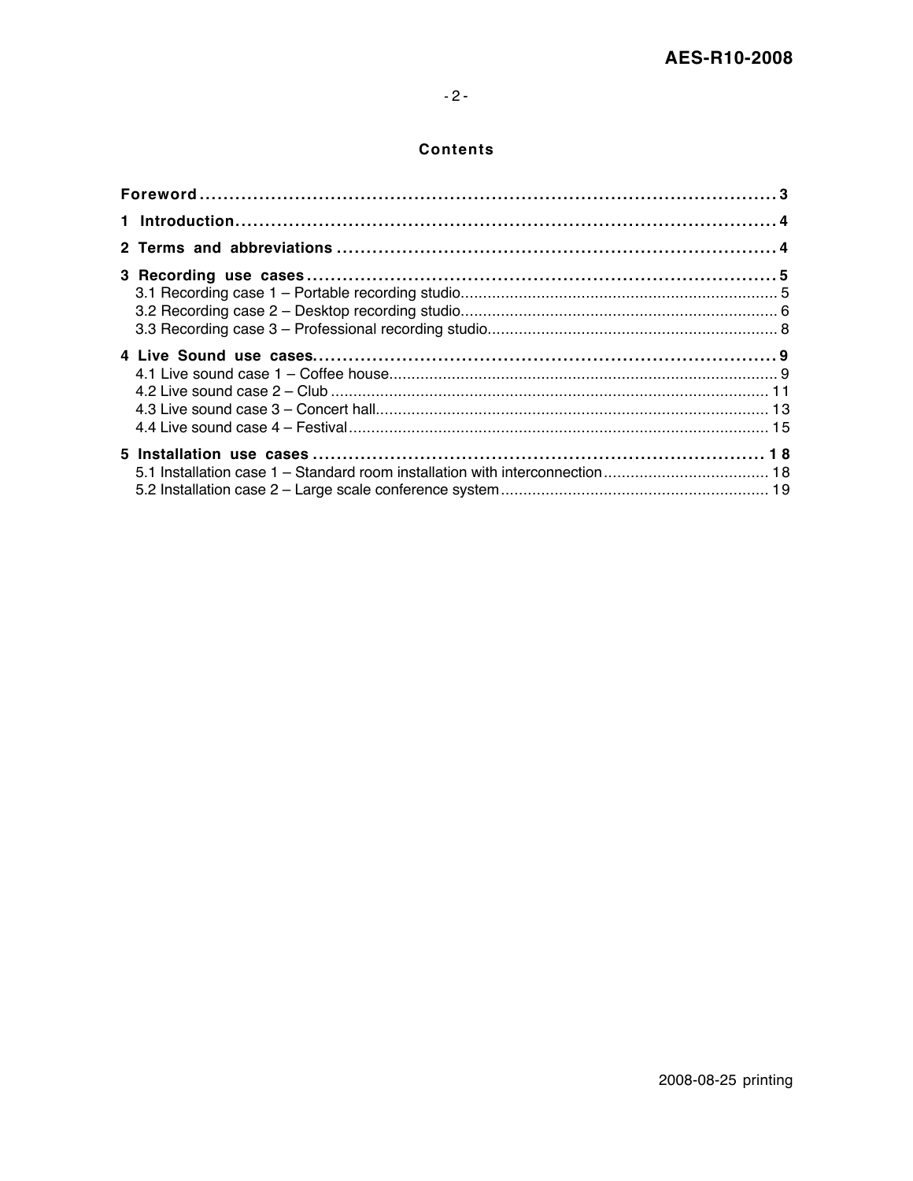## Contents

**Foreword** .......................................................................................... 3

**1 Introduction** ...................................................................................... 4

**2 Terms and abbreviations** ...................................................................... 4

**3 Recording use cases** ........................................................................... 5

3.1 Recording case 1 – Portable recording studio ......................................................... 5
3.2 Recording case 2 – Desktop recording studio ......................................................... 6
3.3 Recording case 3 – Professional recording studio ................................................... 8

**4 Live Sound use cases** ........................................................................... 9

4.1 Live sound case 1 – Coffee house ......................................................................... 9
4.2 Live sound case 2 – Club .................................................................................... 11
4.3 Live sound case 3 – Concert hall .......................................................................... 13
4.4 Live sound case 4 – Festival ................................................................................ 15

**5 Installation use cases** .......................................................................... 18

5.1 Installation case 1 – Standard room installation with interconnection ..................... 18
5.2 Installation case 2 – Large scale conference system ............................................. 19

2008-08-25 printing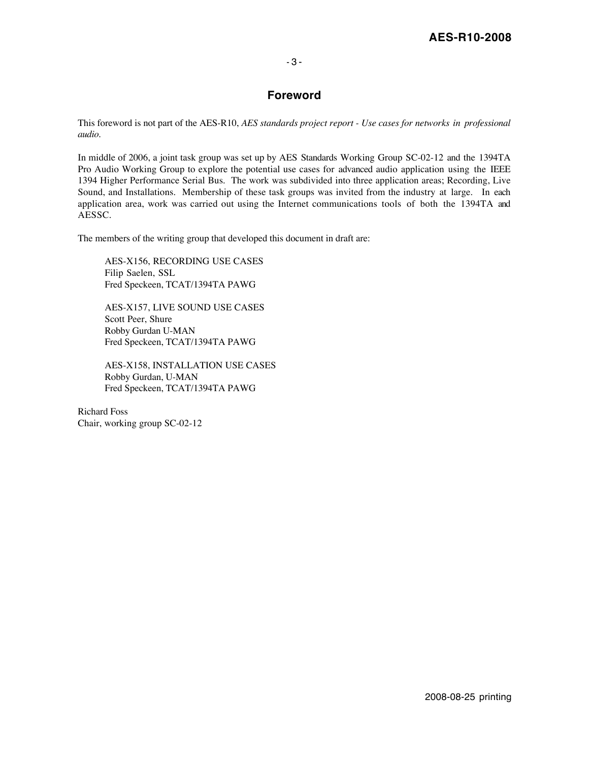# Foreword

This foreword is not part of the AES-R10, *AES standards project report - Use cases for networks in professional audio.*

In middle of 2006, a joint task group was set up by AES Standards Working Group SC-02-12 and the 1394TA Pro Audio Working Group to explore the potential use cases for advanced audio application using the IEEE 1394 Higher Performance Serial Bus. The work was subdivided into three application areas; Recording, Live Sound, and Installations. Membership of these task groups was invited from the industry at large. In each application area, work was carried out using the Internet communications tools of both the 1394TA and AESSC.

The members of the writing group that developed this document in draft are:

AES-X156, RECORDING USE CASES
Filip Saelen, SSL
Fred Speckeen, TCAT/1394TA PAWG

AES-X157, LIVE SOUND USE CASES
Scott Peer, Shure
Robby Gurdan U-MAN
Fred Speckeen, TCAT/1394TA PAWG

AES-X158, INSTALLATION USE CASES
Robby Gurdan, U-MAN
Fred Speckeen, TCAT/1394TA PAWG

Richard Foss
Chair, working group SC-02-12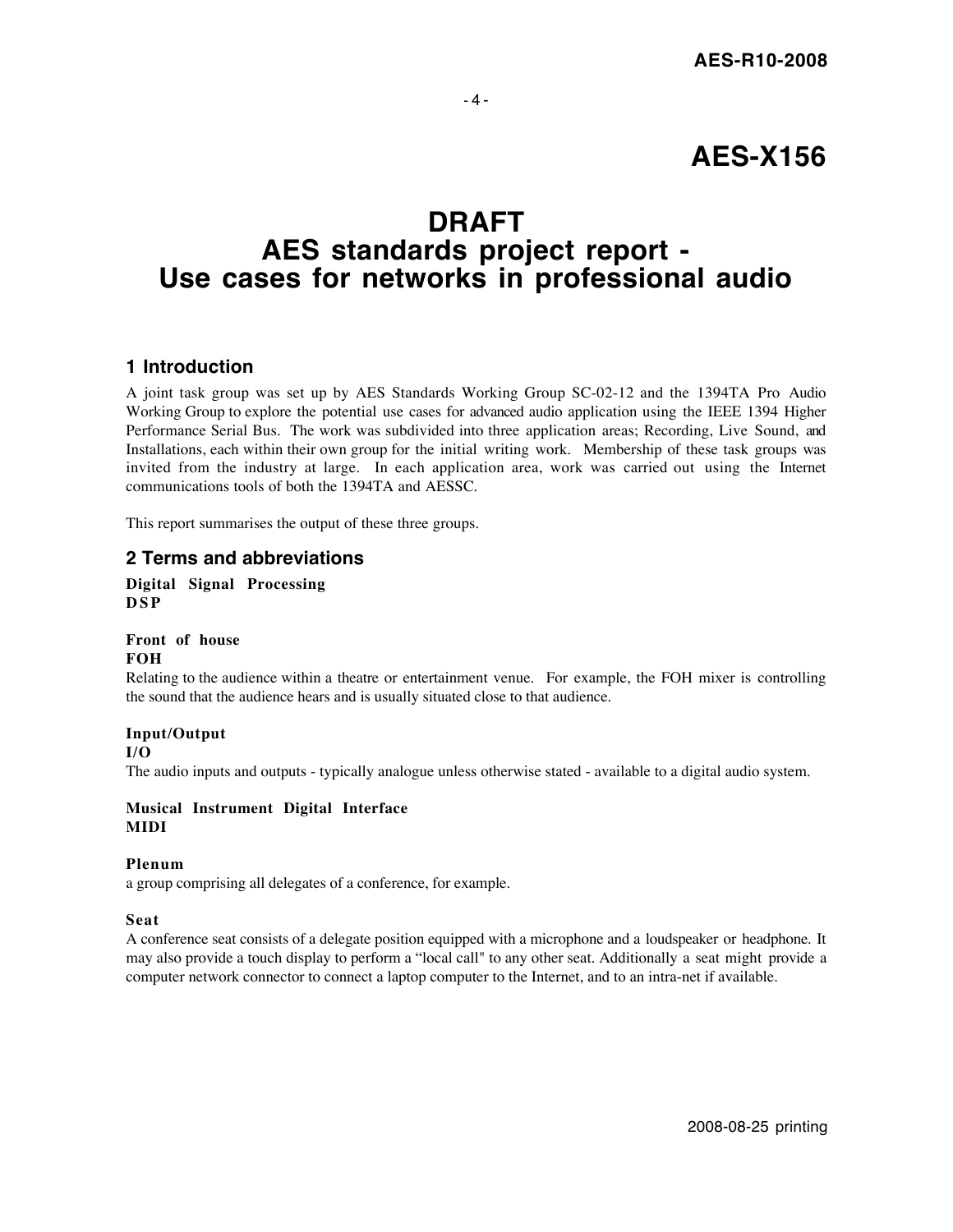# AES-X156

# DRAFT
# AES standards project report - Use cases for networks in professional audio

## 1 Introduction

A joint task group was set up by AES Standards Working Group SC-02-12 and the 1394TA Pro Audio Working Group to explore the potential use cases for advanced audio application using the IEEE 1394 Higher Performance Serial Bus. The work was subdivided into three application areas; Recording, Live Sound, and Installations, each within their own group for the initial writing work. Membership of these task groups was invited from the industry at large. In each application area, work was carried out using the Internet communications tools of both the 1394TA and AESSC.

This report summarises the output of these three groups.

## 2 Terms and abbreviations

**Digital Signal Processing**
**DSP**

**Front of house**
**FOH**
Relating to the audience within a theatre or entertainment venue. For example, the FOH mixer is controlling the sound that the audience hears and is usually situated close to that audience.

**Input/Output**
**I/O**
The audio inputs and outputs - typically analogue unless otherwise stated - available to a digital audio system.

**Musical Instrument Digital Interface**
**MIDI**

**Plenum**
a group comprising all delegates of a conference, for example.

**Seat**
A conference seat consists of a delegate position equipped with a microphone and a loudspeaker or headphone. It may also provide a touch display to perform a “local call" to any other seat. Additionally a seat might provide a computer network connector to connect a laptop computer to the Internet, and to an intra-net if available.